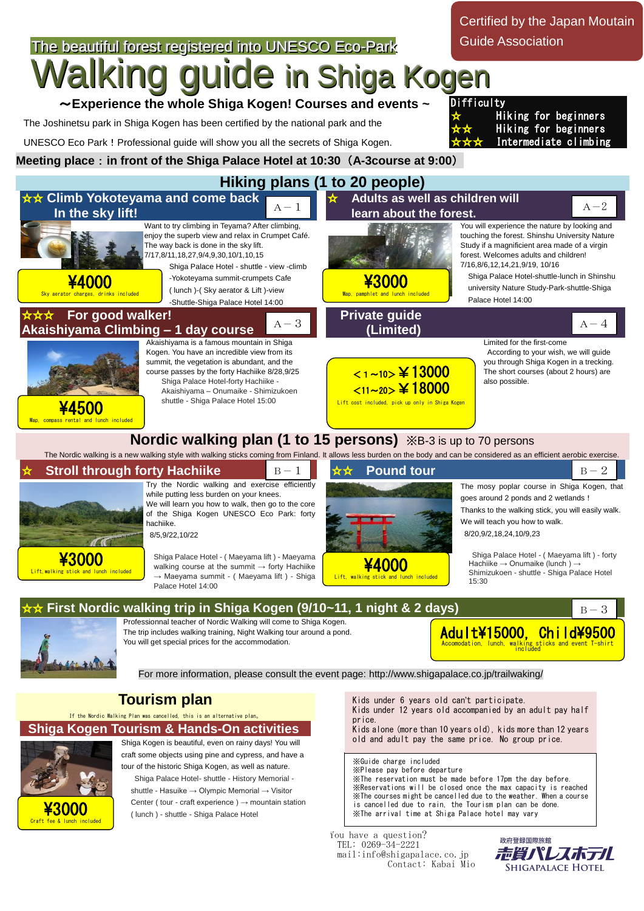Certified by the Japan Moutain Guide Association

The beautiful forest registered into UNESCO Eco-Park

# Walking guide in Shiga Kogen

## ～Experience the whole Shiga Kogen! Courses and events ～

The Joshinetsu park in Shiga Kogen has been certified by the national park and the UNESCO Eco Park！Professional guide will show you all the secrets of Shiga Kogen.

**Difficulty**
- ☆ Hiking for beginners
- ☆☆ Hiking for beginners
- ☆☆☆ Intermediate climbing

**Meeting place：in front of the Shiga Palace Hotel at 10:30（A-3course at 9:00）**

## Hiking plans (1 to 20 people)

### ☆☆ Climb Yokoteyama and come back In the sky lift! A－1

Want to try climbing in Teyama? After climbing, enjoy the superb view and relax in Crumpet Café. The way back is done in the sky lift.
7/17,8/11,18,27,9/4,9,30,10/1,10,15

Shiga Palace Hotel - shuttle - view -climb -Yokoteyama summit-crumpets Cafe ( lunch )-( Sky aerator & Lift )-view -Shuttle-Shiga Palace Hotel 14:00

**¥4000**
Sky aerator charges, drinks included

### ☆ Adults as well as children will learn about the forest. A－2

You will experience the nature by looking and touching the forest. Shinshu University Nature Study if a magnificent area made of a virgin forest. Welcomes adults and children!
7/16,8/6,12,14,21,9/19, 10/16

Shiga Palace Hotel-shuttle-lunch in Shinshu university Nature Study-Park-shuttle-Shiga Palace Hotel 14:00

**¥3000**
Map, pamphlet and lunch included

### ☆☆☆ For good walker! Akaishiyama Climbing – 1 day course A－3

Akaishiyama is a famous mountain in Shiga Kogen. You have an incredible view from its summit, the vegetation is abundant, and the course passes by the forty Hachiike 8/28,9/25

Shiga Palace Hotel-forty Hachiike - Akaishiyama – Onumaike - Shimizukoen shuttle - Shiga Palace Hotel 15:00

**¥4500**
Map, compass rental and lunch included

### Private guide (Limited) A－4

Limited for the first-come
According to your wish, we will guide you through Shiga Kogen in a trecking. The short courses (about 2 hours) are also possible.

**<1～10> ¥13000**
**<11～20> ¥18000**
Lift cost included, pick up only in Shiga Kogen

## Nordic walking plan (1 to 15 persons) ※B-3 is up to 70 persons

The Nordic walking is a new walking style with walking sticks coming from Finland. It allows less burden on the body and can be considered as an efficient aerobic exercise.

### ☆ Stroll through forty Hachiike B－1

Try the Nordic walking and exercise efficiently while putting less burden on your knees.
We will learn you how to walk, then go to the core of the Shiga Kogen UNESCO Eco Park: forty hachiike.
8/5,9/22,10/22

Shiga Palace Hotel - ( Maeyama lift ) - Maeyama walking course at the summit → forty Hachiike → Maeyama summit - ( Maeyama lift ) - Shiga Palace Hotel 14:00

**¥3000**
Lift,walking stick and lunch included

### ☆☆ Pound tour B－2

The mosy poplar course in Shiga Kogen, that goes around 2 ponds and 2 wetlands !
Thanks to the walking stick, you will easily walk.
We will teach you how to walk.
8/20,9/2,18,24,10/9,23

Shiga Palace Hotel - ( Maeyama lift ) - forty Hachiike → Onumaike (lunch ) → Shimizukoen - shuttle - Shiga Palace Hotel 15:30

**¥4000**
Lift, walking stick and lunch included

### ☆☆ First Nordic walking trip in Shiga Kogen (9/10~11, 1 night & 2 days) B－3

Professionnal teacher of Nordic Walking will come to Shiga Kogen.
The trip includes walking training, Night Walking tour around a pond.
You will get special prices for the accommodation.

**Adult¥15000, Child¥9500**
Accomodation, lunch, walking sticks and event T-shirt included

For more information, please consult the event page: http://www.shigapalace.co.jp/trailwaking/

## Tourism plan

If the Nordic Walking Plan was cancelled, this is an alternative plan。

### Shiga Kogen Tourism & Hands-On activities

Shiga Kogen is beautiful, even on rainy days! You will craft some objects using pine and cypress, and have a tour of the historic Shiga Kogen, as well as nature.

Shiga Palace Hotel- shuttle - History Memorial - shuttle - Hasuike → Olympic Memorial → Visitor Center ( tour - craft experience ) → mountain station ( lunch ) - shuttle - Shiga Palace Hotel

**¥3000**
Craft fee & lunch included

Kids under 6 years old can't participate.
Kids under 12 years old accompanied by an adult pay half price.
Kids alone (more than 10 years old), kids more than 12 years old and adult pay the same price. No group price.

※Guide charge included
※Please pay before departure
※The reservation must be made before 17pm the day before.
※Reservations will be closed once the max capacity is reached
※The courses might be cancelled due to the weather. When a course is cancelled due to rain, the Tourism plan can be done.
※The arrival time at Shiga Palace hotel may vary

You have a question?
TEL: 0269-34-2221
mail:info@shigapalace.co.jp
Contact: Kabai Mio

政府登録国際旅館
志賀パレスホテル
SHIGAPALACE HOTEL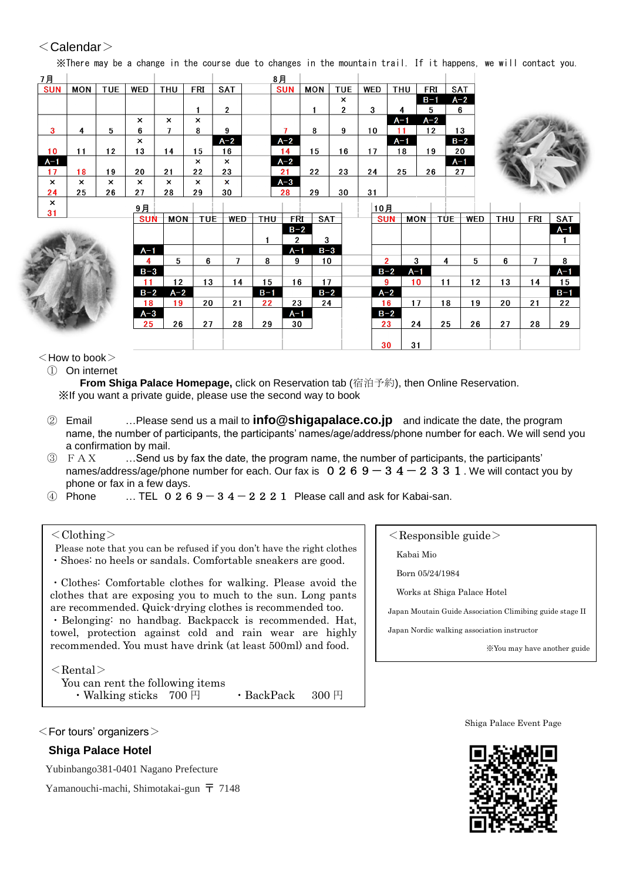＜Calendar＞

※There may be a change in the course due to changes in the mountain trail. If it happens, we will contact you.

7月

| SUN | MON | TUE | WED | THU | FRI | SAT |
|---|---|---|---|---|---|---|
| | | | | | 1 | 2 |
| 3 | 4 | 5 | × 6 | × 7 | × 8 | 9 |
| 10 | 11 | 12 | × 13 | 14 | 15 | A-2 16 |
| A-1 17 | 18 | 19 | 20 | 21 | × 22 | × 23 |
| × 24 | × 25 | × 26 | × 27 | × 28 | × 29 | × 30 |
| × 31 | | | | | | |

8月

| SUN | MON | TUE | WED | THU | FRI | SAT |
|---|---|---|---|---|---|---|
| | 1 | × 2 | 3 | 4 | B-1 5 | A-2 6 |
| 7 | 8 | 9 | 10 | A-1 11 | A-2 12 | 13 |
| A-2 14 | 15 | 16 | 17 | A-1 18 | 19 | B-2 20 |
| A-2 21 | 22 | 23 | 24 | 25 | 26 | A-1 27 |
| A-3 28 | 29 | 30 | 31 | | | |

9月

| SUN | MON | TUE | WED | THU | FRI | SAT |
|---|---|---|---|---|---|---|
| | | | | 1 | B-2 2 | 3 |
| A-1 4 | 5 | 6 | 7 | 8 | A-1 9 | B-3 10 |
| B-3 11 | 12 | 13 | 14 | 15 | 16 | 17 |
| B-2 18 | A-2 19 | 20 | 21 | B-1 22 | 23 | B-2 24 |
| A-3 25 | 26 | 27 | 28 | 29 | A-1 30 | |

10月

| SUN | MON | TUE | WED | THU | FRI | SAT |
|---|---|---|---|---|---|---|
| | | | | | | A-1 1 |
| 2 | 3 | 4 | 5 | 6 | 7 | 8 |
| B-2 9 | A-1 10 | 11 | 12 | 13 | 14 | A-1 15 |
| A-2 16 | 17 | 18 | 19 | 20 | 21 | B-1 22 |
| B-2 23 | 24 | 25 | 26 | 27 | 28 | 29 |
| 30 | 31 | | | | | |

＜How to book＞

① On internet

**From Shiga Palace Homepage,** click on Reservation tab (宿泊予約), then Online Reservation.

※If you want a private guide, please use the second way to book

② Email …Please send us a mail to **info@shigapalace.co.jp** and indicate the date, the program name, the number of participants, the participants' names/age/address/phone number for each. We will send you a confirmation by mail.

③ ＦＡＸ …Send us by fax the date, the program name, the number of participants, the participants' names/address/age/phone number for each. Our fax is ０２６９－３４－２３３１. We will contact you by phone or fax in a few days.

④ Phone … TEL ０２６９－３４－２２２１ Please call and ask for Kabai-san.

＜Clothing＞

Please note that you can be refused if you don't have the right clothes

・Shoes: no heels or sandals. Comfortable sneakers are good.

・Clothes: Comfortable clothes for walking. Please avoid the clothes that are exposing you to much to the sun. Long pants are recommended. Quick-drying clothes is recommended too.

・Belonging: no handbag. Backpacck is recommended. Hat, towel, protection against cold and rain wear are highly recommended. You must have drink (at least 500ml) and food.

＜Rental＞

You can rent the following items

・Walking sticks 700 円 ・BackPack 300 円

＜Responsible guide＞

Kabai Mio

Born 05/24/1984

Works at Shiga Palace Hotel

Japan Moutain Guide Association Climibing guide stage II

Japan Nordic walking association instructor

※You may have another guide

＜For tours' organizers＞

**Shiga Palace Hotel**

Yubinbango381-0401 Nagano Prefecture

Yamanouchi-machi, Shimotakai-gun 〒 7148

Shiga Palace Event Page